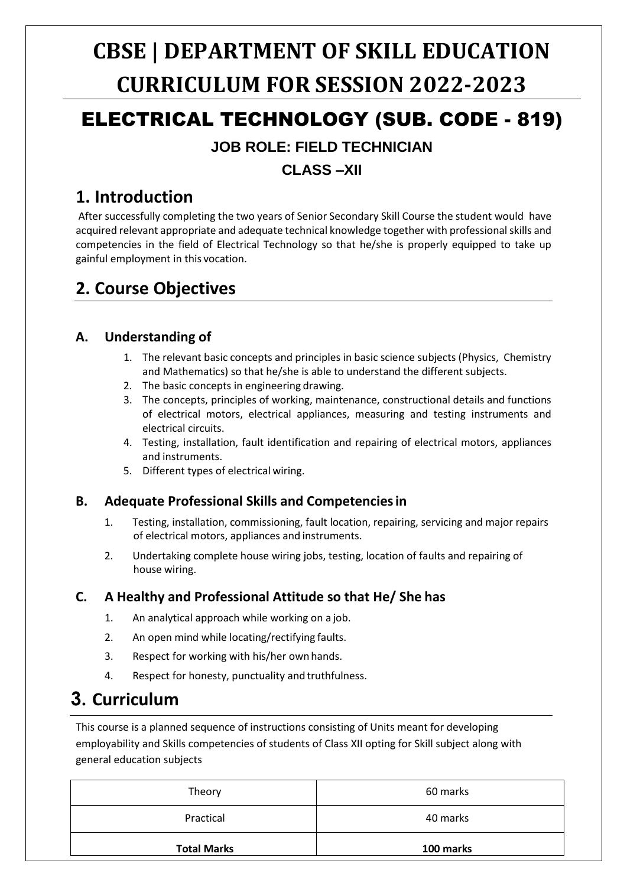# CBSE | DEPARTMENT OF SKILL EDUCATION
# CURRICULUM FOR SESSION 2022-2023

## ELECTRICAL TECHNOLOGY (SUB. CODE - 819)

### JOB ROLE: FIELD TECHNICIAN

### CLASS –XII

## 1. Introduction

After successfully completing the two years of Senior Secondary Skill Course the student would have acquired relevant appropriate and adequate technical knowledge together with professional skills and competencies in the field of Electrical Technology so that he/she is properly equipped to take up gainful employment in this vocation.

## 2. Course Objectives

### A. Understanding of

1. The relevant basic concepts and principles in basic science subjects (Physics, Chemistry and Mathematics) so that he/she is able to understand the different subjects.
2. The basic concepts in engineering drawing.
3. The concepts, principles of working, maintenance, constructional details and functions of electrical motors, electrical appliances, measuring and testing instruments and electrical circuits.
4. Testing, installation, fault identification and repairing of electrical motors, appliances and instruments.
5. Different types of electrical wiring.

### B. Adequate Professional Skills and Competencies in

1. Testing, installation, commissioning, fault location, repairing, servicing and major repairs of electrical motors, appliances and instruments.
2. Undertaking complete house wiring jobs, testing, location of faults and repairing of house wiring.

### C. A Healthy and Professional Attitude so that He/ She has

1. An analytical approach while working on a job.
2. An open mind while locating/rectifying faults.
3. Respect for working with his/her own hands.
4. Respect for honesty, punctuality and truthfulness.

## 3. Curriculum

This course is a planned sequence of instructions consisting of Units meant for developing employability and Skills competencies of students of Class XII opting for Skill subject along with general education subjects

| Theory | 60 marks |
|---|---|
| Practical | 40 marks |
| **Total Marks** | **100 marks** |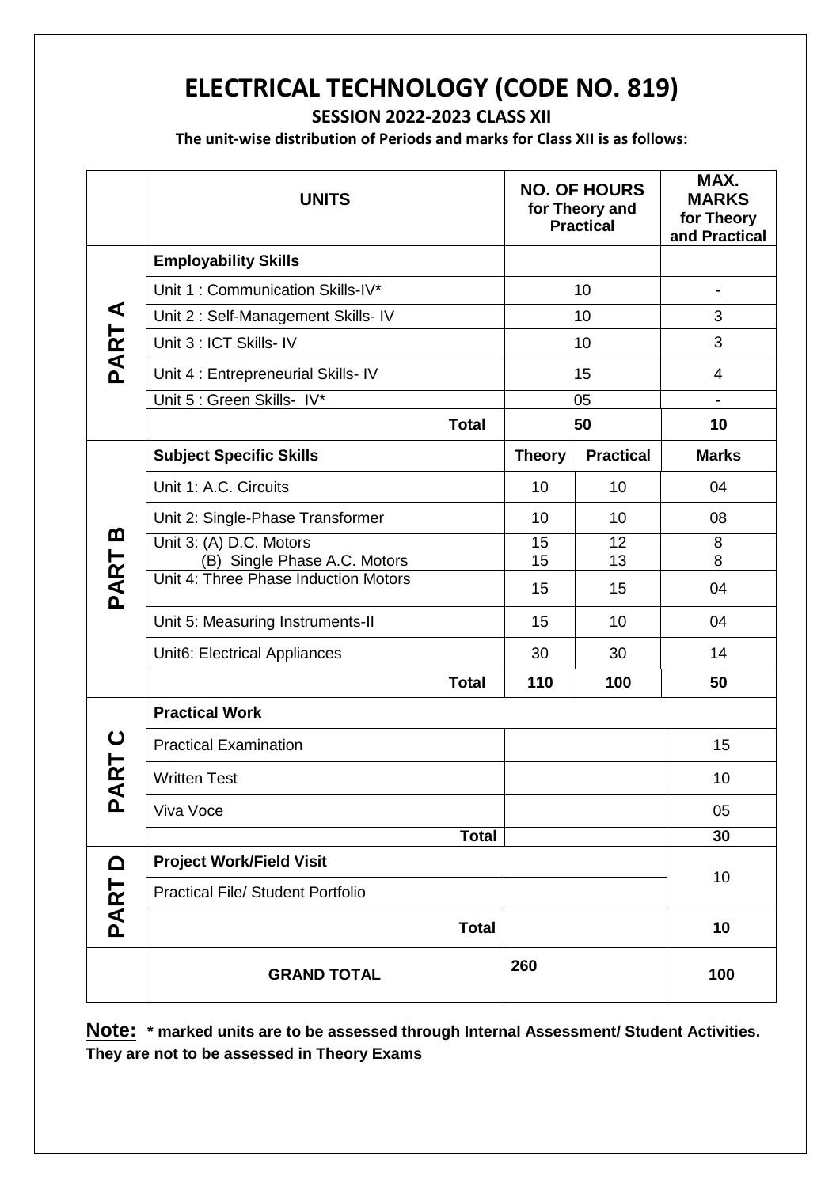# ELECTRICAL TECHNOLOGY (CODE NO. 819)

**SESSION 2022-2023 CLASS XII**

**The unit-wise distribution of Periods and marks for Class XII is as follows:**

| | UNITS | NO. OF HOURS for Theory and Practical | | MAX. MARKS for Theory and Practical |
|---|---|---|---|---|
| PART A | **Employability Skills** | | | |
| | Unit 1 : Communication Skills-IV* | 10 | | - |
| | Unit 2 : Self-Management Skills- IV | 10 | | 3 |
| | Unit 3 : ICT Skills- IV | 10 | | 3 |
| | Unit 4 : Entrepreneurial Skills- IV | 15 | | 4 |
| | Unit 5 : Green Skills- IV* | 05 | | - |
| | **Total** | **50** | | **10** |
| PART B | **Subject Specific Skills** | **Theory** | **Practical** | **Marks** |
| | Unit 1: A.C. Circuits | 10 | 10 | 04 |
| | Unit 2: Single-Phase Transformer | 10 | 10 | 08 |
| | Unit 3: (A) D.C. Motors | 15 | 12 | 8 |
| | (B) Single Phase A.C. Motors | 15 | 13 | 8 |
| | Unit 4: Three Phase Induction Motors | 15 | 15 | 04 |
| | Unit 5: Measuring Instruments-II | 15 | 10 | 04 |
| | Unit6: Electrical Appliances | 30 | 30 | 14 |
| | **Total** | **110** | **100** | **50** |
| PART C | **Practical Work** | | | |
| | Practical Examination | | | 15 |
| | Written Test | | | 10 |
| | Viva Voce | | | 05 |
| | **Total** | | | **30** |
| PART D | **Project Work/Field Visit** | | | 10 |
| | Practical File/ Student Portfolio | | | |
| | **Total** | | | **10** |
| | **GRAND TOTAL** | 260 | | **100** |

**Note: * marked units are to be assessed through Internal Assessment/ Student Activities. They are not to be assessed in Theory Exams**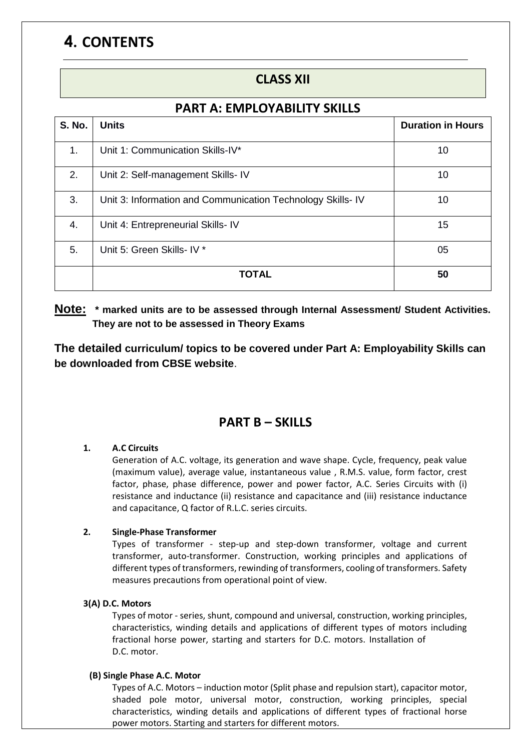# 4. CONTENTS

## CLASS XII

### PART A: EMPLOYABILITY SKILLS

| S. No. | Units | Duration in Hours |
|---|---|---|
| 1. | Unit 1: Communication Skills-IV* | 10 |
| 2. | Unit 2: Self-management Skills- IV | 10 |
| 3. | Unit 3: Information and Communication Technology Skills- IV | 10 |
| 4. | Unit 4: Entrepreneurial Skills- IV | 15 |
| 5. | Unit 5: Green Skills- IV * | 05 |
| | **TOTAL** | **50** |

**Note: * marked units are to be assessed through Internal Assessment/ Student Activities. They are not to be assessed in Theory Exams**

**The detailed curriculum/ topics to be covered under Part A: Employability Skills can be downloaded from CBSE website**.

## PART B – SKILLS

**1. A.C Circuits**

Generation of A.C. voltage, its generation and wave shape. Cycle, frequency, peak value (maximum value), average value, instantaneous value , R.M.S. value, form factor, crest factor, phase, phase difference, power and power factor, A.C. Series Circuits with (i) resistance and inductance (ii) resistance and capacitance and (iii) resistance inductance and capacitance, Q factor of R.L.C. series circuits.

**2. Single-Phase Transformer**

Types of transformer - step-up and step-down transformer, voltage and current transformer, auto-transformer. Construction, working principles and applications of different types of transformers, rewinding of transformers, cooling of transformers. Safety measures precautions from operational point of view.

**3(A) D.C. Motors**

Types of motor - series, shunt, compound and universal, construction, working principles, characteristics, winding details and applications of different types of motors including fractional horse power, starting and starters for D.C. motors. Installation of D.C. motor.

**(B) Single Phase A.C. Motor**

Types of A.C. Motors – induction motor (Split phase and repulsion start), capacitor motor, shaded pole motor, universal motor, construction, working principles, special characteristics, winding details and applications of different types of fractional horse power motors. Starting and starters for different motors.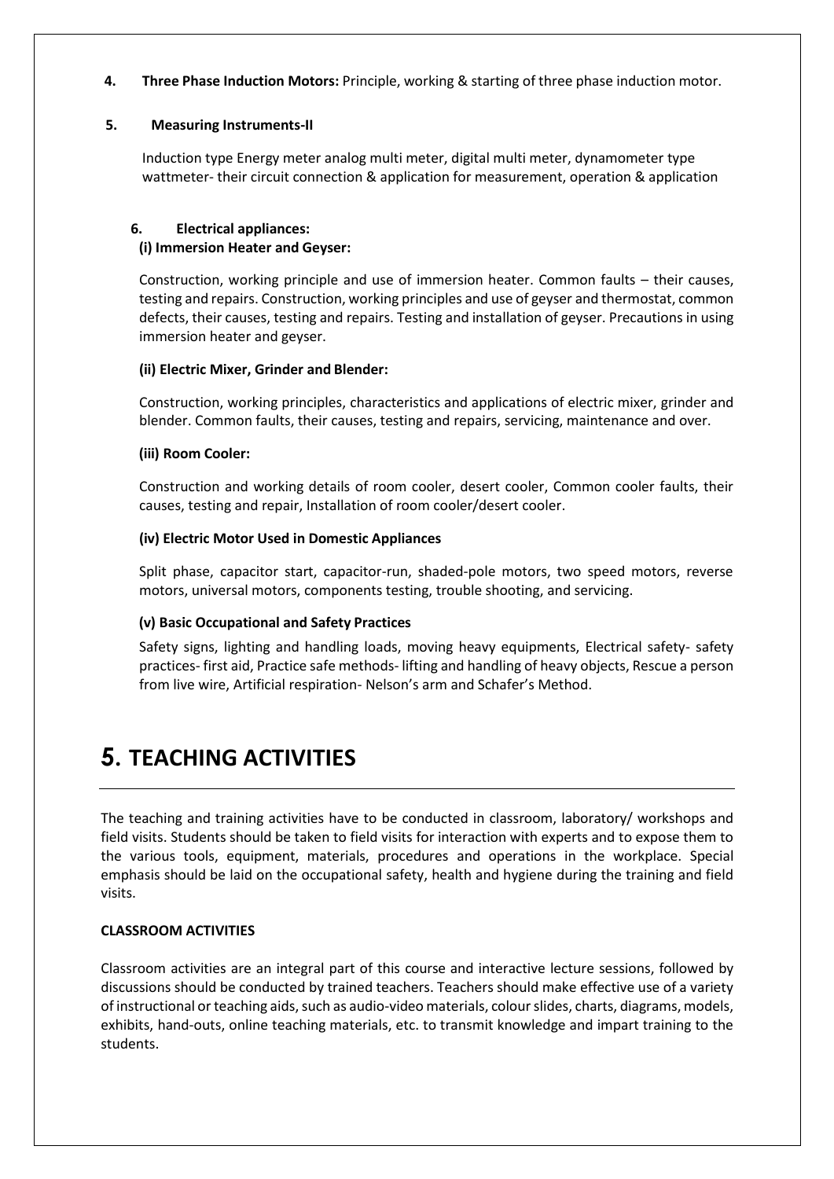**4. Three Phase Induction Motors:** Principle, working & starting of three phase induction motor.

**5. Measuring Instruments-II**

Induction type Energy meter analog multi meter, digital multi meter, dynamometer type wattmeter- their circuit connection & application for measurement, operation & application

**6. Electrical appliances:**

**(i) Immersion Heater and Geyser:**

Construction, working principle and use of immersion heater. Common faults – their causes, testing and repairs. Construction, working principles and use of geyser and thermostat, common defects, their causes, testing and repairs. Testing and installation of geyser. Precautions in using immersion heater and geyser.

**(ii) Electric Mixer, Grinder and Blender:**

Construction, working principles, characteristics and applications of electric mixer, grinder and blender. Common faults, their causes, testing and repairs, servicing, maintenance and over.

**(iii) Room Cooler:**

Construction and working details of room cooler, desert cooler, Common cooler faults, their causes, testing and repair, Installation of room cooler/desert cooler.

**(iv) Electric Motor Used in Domestic Appliances**

Split phase, capacitor start, capacitor-run, shaded-pole motors, two speed motors, reverse motors, universal motors, components testing, trouble shooting, and servicing.

**(v) Basic Occupational and Safety Practices**

Safety signs, lighting and handling loads, moving heavy equipments, Electrical safety- safety practices- first aid, Practice safe methods- lifting and handling of heavy objects, Rescue a person from live wire, Artificial respiration- Nelson's arm and Schafer's Method.

# 5. TEACHING ACTIVITIES

The teaching and training activities have to be conducted in classroom, laboratory/ workshops and field visits. Students should be taken to field visits for interaction with experts and to expose them to the various tools, equipment, materials, procedures and operations in the workplace. Special emphasis should be laid on the occupational safety, health and hygiene during the training and field visits.

**CLASSROOM ACTIVITIES**

Classroom activities are an integral part of this course and interactive lecture sessions, followed by discussions should be conducted by trained teachers. Teachers should make effective use of a variety of instructional or teaching aids, such as audio-video materials, colour slides, charts, diagrams, models, exhibits, hand-outs, online teaching materials, etc. to transmit knowledge and impart training to the students.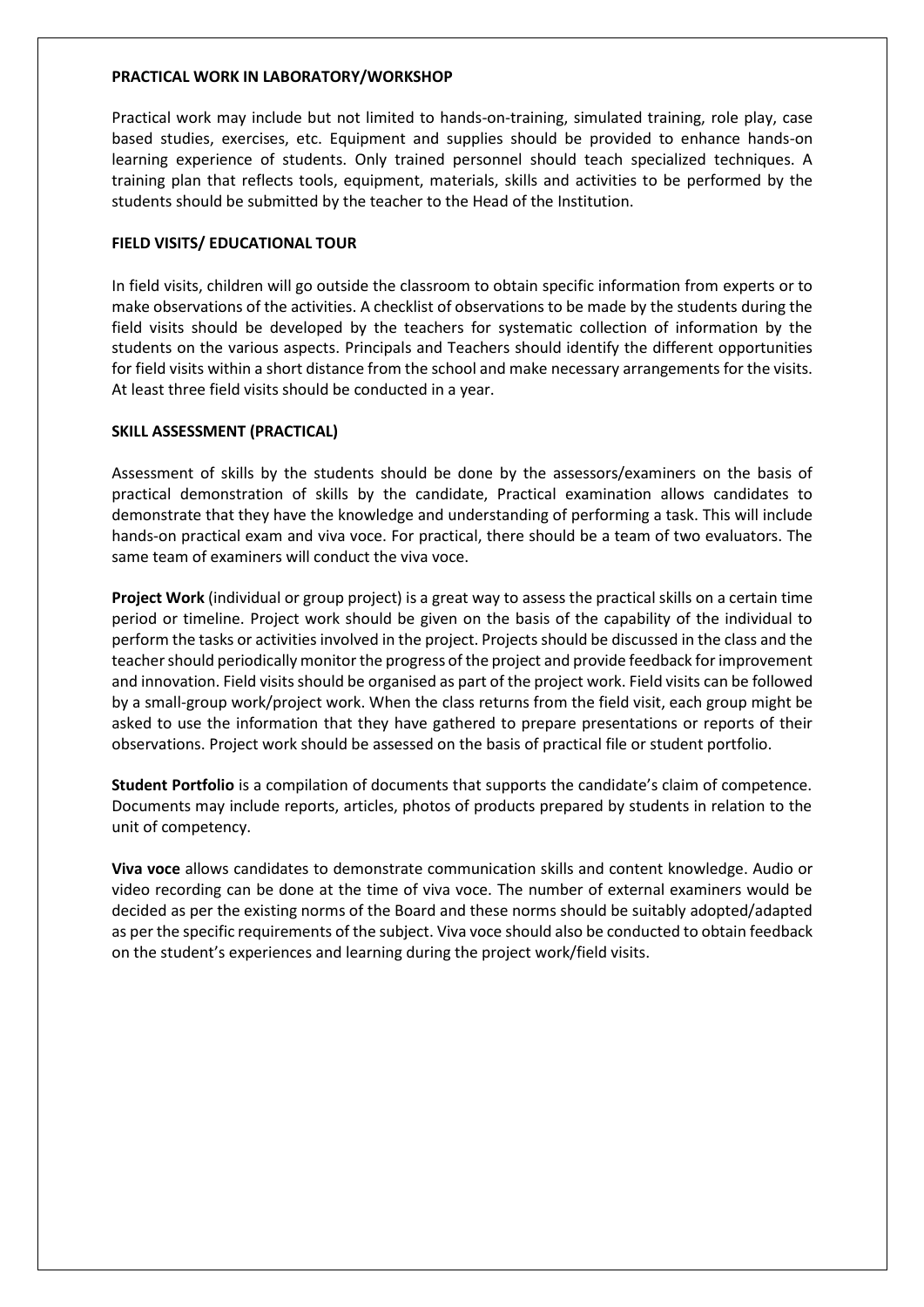**PRACTICAL WORK IN LABORATORY/WORKSHOP**

Practical work may include but not limited to hands-on-training, simulated training, role play, case based studies, exercises, etc. Equipment and supplies should be provided to enhance hands-on learning experience of students. Only trained personnel should teach specialized techniques. A training plan that reflects tools, equipment, materials, skills and activities to be performed by the students should be submitted by the teacher to the Head of the Institution.

**FIELD VISITS/ EDUCATIONAL TOUR**

In field visits, children will go outside the classroom to obtain specific information from experts or to make observations of the activities. A checklist of observations to be made by the students during the field visits should be developed by the teachers for systematic collection of information by the students on the various aspects. Principals and Teachers should identify the different opportunities for field visits within a short distance from the school and make necessary arrangements for the visits. At least three field visits should be conducted in a year.

**SKILL ASSESSMENT (PRACTICAL)**

Assessment of skills by the students should be done by the assessors/examiners on the basis of practical demonstration of skills by the candidate, Practical examination allows candidates to demonstrate that they have the knowledge and understanding of performing a task. This will include hands-on practical exam and viva voce. For practical, there should be a team of two evaluators. The same team of examiners will conduct the viva voce.

**Project Work** (individual or group project) is a great way to assess the practical skills on a certain time period or timeline. Project work should be given on the basis of the capability of the individual to perform the tasks or activities involved in the project. Projects should be discussed in the class and the teacher should periodically monitor the progress of the project and provide feedback for improvement and innovation. Field visits should be organised as part of the project work. Field visits can be followed by a small-group work/project work. When the class returns from the field visit, each group might be asked to use the information that they have gathered to prepare presentations or reports of their observations. Project work should be assessed on the basis of practical file or student portfolio.

**Student Portfolio** is a compilation of documents that supports the candidate's claim of competence. Documents may include reports, articles, photos of products prepared by students in relation to the unit of competency.

**Viva voce** allows candidates to demonstrate communication skills and content knowledge. Audio or video recording can be done at the time of viva voce. The number of external examiners would be decided as per the existing norms of the Board and these norms should be suitably adopted/adapted as per the specific requirements of the subject. Viva voce should also be conducted to obtain feedback on the student's experiences and learning during the project work/field visits.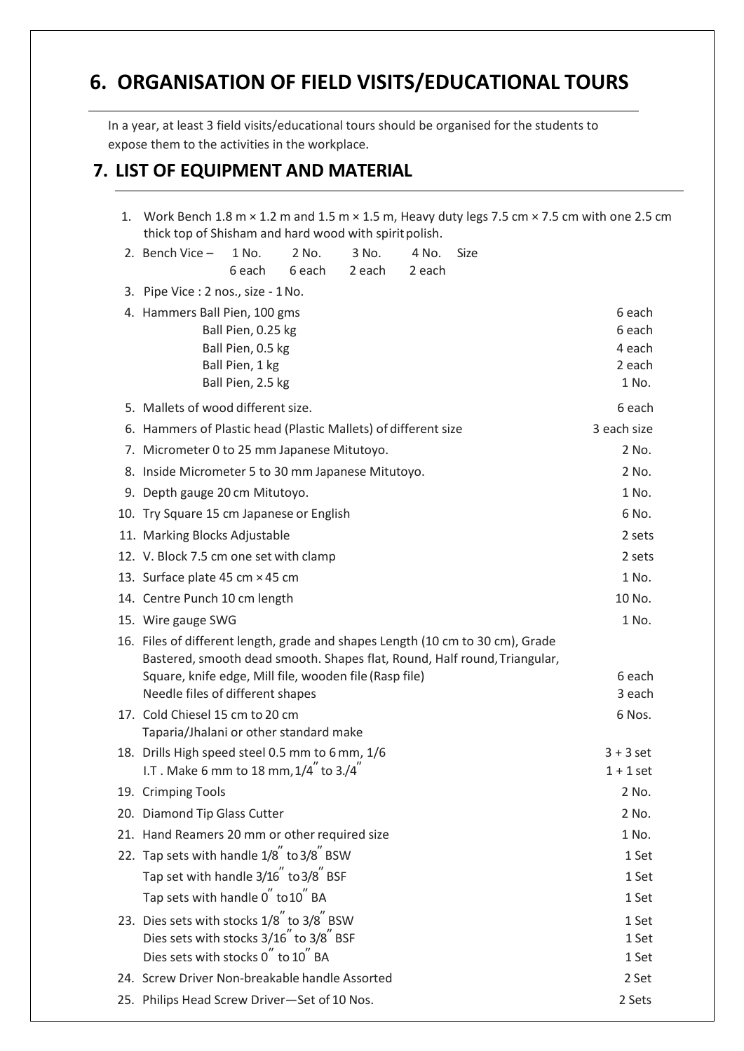## 6. ORGANISATION OF FIELD VISITS/EDUCATIONAL TOURS

In a year, at least 3 field visits/educational tours should be organised for the students to expose them to the activities in the workplace.

## 7. LIST OF EQUIPMENT AND MATERIAL

1. Work Bench 1.8 m × 1.2 m and 1.5 m × 1.5 m, Heavy duty legs 7.5 cm × 7.5 cm with one 2.5 cm thick top of Shisham and hard wood with spirit polish.
2. Bench Vice – 1 No. 2 No. 3 No. 4 No. Size
   6 each 6 each 2 each 2 each
3. Pipe Vice : 2 nos., size - 1 No.
4. Hammers Ball Pien, 100 gms — 6 each
   Ball Pien, 0.25 kg — 6 each
   Ball Pien, 0.5 kg — 4 each
   Ball Pien, 1 kg — 2 each
   Ball Pien, 2.5 kg — 1 No.
5. Mallets of wood different size. — 6 each
6. Hammers of Plastic head (Plastic Mallets) of different size — 3 each size
7. Micrometer 0 to 25 mm Japanese Mitutoyo. — 2 No.
8. Inside Micrometer 5 to 30 mm Japanese Mitutoyo. — 2 No.
9. Depth gauge 20 cm Mitutoyo. — 1 No.
10. Try Square 15 cm Japanese or English — 6 No.
11. Marking Blocks Adjustable — 2 sets
12. V. Block 7.5 cm one set with clamp — 2 sets
13. Surface plate 45 cm × 45 cm — 1 No.
14. Centre Punch 10 cm length — 10 No.
15. Wire gauge SWG — 1 No.
16. Files of different length, grade and shapes Length (10 cm to 30 cm), Grade Bastered, smooth dead smooth. Shapes flat, Round, Half round, Triangular, Square, knife edge, Mill file, wooden file (Rasp file) — 6 each
    Needle files of different shapes — 3 each
17. Cold Chiesel 15 cm to 20 cm — 6 Nos.
    Taparia/Jhalani or other standard make
18. Drills High speed steel 0.5 mm to 6 mm, 1/6 — 3 + 3 set
    I.T . Make 6 mm to 18 mm, 1/4″ to 3./4″ — 1 + 1 set
19. Crimping Tools — 2 No.
20. Diamond Tip Glass Cutter — 2 No.
21. Hand Reamers 20 mm or other required size — 1 No.
22. Tap sets with handle 1/8″ to 3/8″ BSW — 1 Set
    Tap set with handle 3/16″ to 3/8″ BSF — 1 Set
    Tap sets with handle 0″ to 10″ BA — 1 Set
23. Dies sets with stocks 1/8″ to 3/8″ BSW — 1 Set
    Dies sets with stocks 3/16″ to 3/8″ BSF — 1 Set
    Dies sets with stocks 0″ to 10″ BA — 1 Set
24. Screw Driver Non-breakable handle Assorted — 2 Set
25. Philips Head Screw Driver—Set of 10 Nos. — 2 Sets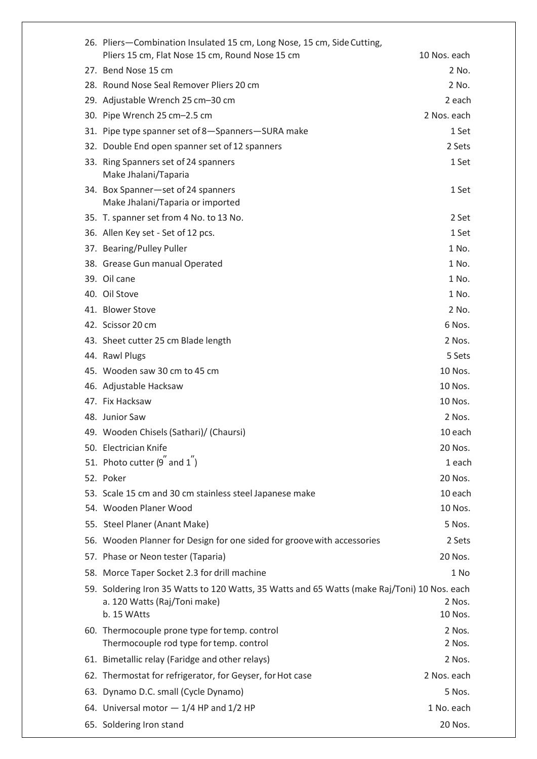| | | |
|---|---|---|
| 26. | Pliers—Combination Insulated 15 cm, Long Nose, 15 cm, Side Cutting, Pliers 15 cm, Flat Nose 15 cm, Round Nose 15 cm | 10 Nos. each |
| 27. | Bend Nose 15 cm | 2 No. |
| 28. | Round Nose Seal Remover Pliers 20 cm | 2 No. |
| 29. | Adjustable Wrench 25 cm–30 cm | 2 each |
| 30. | Pipe Wrench 25 cm–2.5 cm | 2 Nos. each |
| 31. | Pipe type spanner set of 8—Spanners—SURA make | 1 Set |
| 32. | Double End open spanner set of 12 spanners | 2 Sets |
| 33. | Ring Spanners set of 24 spanners Make Jhalani/Taparia | 1 Set |
| 34. | Box Spanner—set of 24 spanners Make Jhalani/Taparia or imported | 1 Set |
| 35. | T. spanner set from 4 No. to 13 No. | 2 Set |
| 36. | Allen Key set - Set of 12 pcs. | 1 Set |
| 37. | Bearing/Pulley Puller | 1 No. |
| 38. | Grease Gun manual Operated | 1 No. |
| 39. | Oil cane | 1 No. |
| 40. | Oil Stove | 1 No. |
| 41. | Blower Stove | 2 No. |
| 42. | Scissor 20 cm | 6 Nos. |
| 43. | Sheet cutter 25 cm Blade length | 2 Nos. |
| 44. | Rawl Plugs | 5 Sets |
| 45. | Wooden saw 30 cm to 45 cm | 10 Nos. |
| 46. | Adjustable Hacksaw | 10 Nos. |
| 47. | Fix Hacksaw | 10 Nos. |
| 48. | Junior Saw | 2 Nos. |
| 49. | Wooden Chisels (Sathari)/ (Chaursi) | 10 each |
| 50. | Electrician Knife | 20 Nos. |
| 51. | Photo cutter (9″ and 1″) | 1 each |
| 52. | Poker | 20 Nos. |
| 53. | Scale 15 cm and 30 cm stainless steel Japanese make | 10 each |
| 54. | Wooden Planer Wood | 10 Nos. |
| 55. | Steel Planer (Anant Make) | 5 Nos. |
| 56. | Wooden Planner for Design for one sided for groove with accessories | 2 Sets |
| 57. | Phase or Neon tester (Taparia) | 20 Nos. |
| 58. | Morce Taper Socket 2.3 for drill machine | 1 No |
| 59. | Soldering Iron 35 Watts to 120 Watts, 35 Watts and 65 Watts (make Raj/Toni) | 10 Nos. each |
| | a. 120 Watts (Raj/Toni make) | 2 Nos. |
| | b. 15 WAtts | 10 Nos. |
| 60. | Thermocouple prone type for temp. control | 2 Nos. |
| | Thermocouple rod type for temp. control | 2 Nos. |
| 61. | Bimetallic relay (Faridge and other relays) | 2 Nos. |
| 62. | Thermostat for refrigerator, for Geyser, for Hot case | 2 Nos. each |
| 63. | Dynamo D.C. small (Cycle Dynamo) | 5 Nos. |
| 64. | Universal motor — 1/4 HP and 1/2 HP | 1 No. each |
| 65. | Soldering Iron stand | 20 Nos. |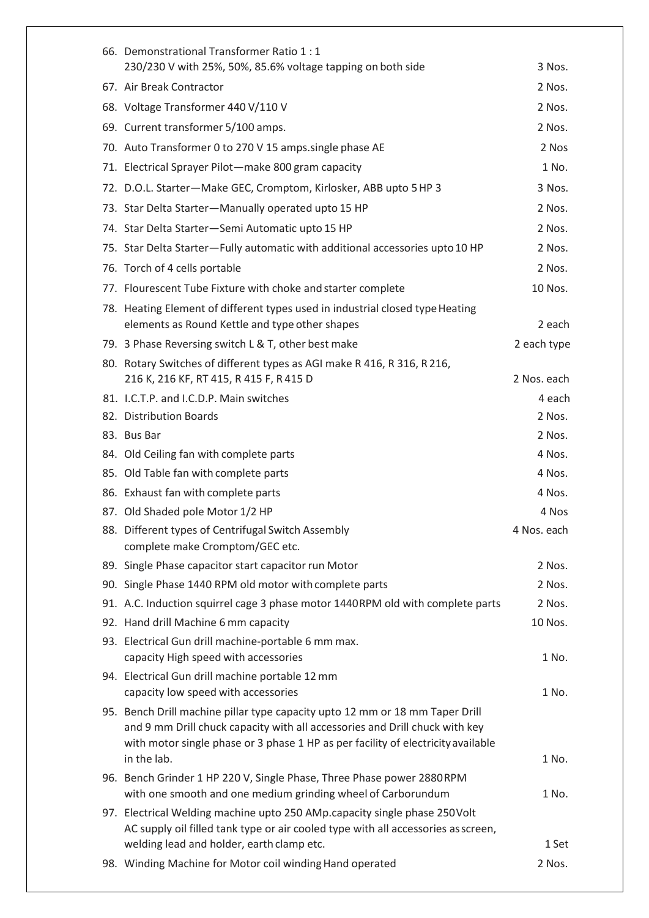| | | |
|---|---|---|
| 66. | Demonstrational Transformer Ratio 1 : 1<br>230/230 V with 25%, 50%, 85.6% voltage tapping on both side | 3 Nos. |
| 67. | Air Break Contractor | 2 Nos. |
| 68. | Voltage Transformer 440 V/110 V | 2 Nos. |
| 69. | Current transformer 5/100 amps. | 2 Nos. |
| 70. | Auto Transformer 0 to 270 V 15 amps.single phase AE | 2 Nos |
| 71. | Electrical Sprayer Pilot—make 800 gram capacity | 1 No. |
| 72. | D.O.L. Starter—Make GEC, Cromptom, Kirlosker, ABB upto 5 HP 3 | 3 Nos. |
| 73. | Star Delta Starter—Manually operated upto 15 HP | 2 Nos. |
| 74. | Star Delta Starter—Semi Automatic upto 15 HP | 2 Nos. |
| 75. | Star Delta Starter—Fully automatic with additional accessories upto 10 HP | 2 Nos. |
| 76. | Torch of 4 cells portable | 2 Nos. |
| 77. | Flourescent Tube Fixture with choke and starter complete | 10 Nos. |
| 78. | Heating Element of different types used in industrial closed type Heating elements as Round Kettle and type other shapes | 2 each |
| 79. | 3 Phase Reversing switch L & T, other best make | 2 each type |
| 80. | Rotary Switches of different types as AGI make R 416, R 316, R 216, 216 K, 216 KF, RT 415, R 415 F, R 415 D | 2 Nos. each |
| 81. | I.C.T.P. and I.C.D.P. Main switches | 4 each |
| 82. | Distribution Boards | 2 Nos. |
| 83. | Bus Bar | 2 Nos. |
| 84. | Old Ceiling fan with complete parts | 4 Nos. |
| 85. | Old Table fan with complete parts | 4 Nos. |
| 86. | Exhaust fan with complete parts | 4 Nos. |
| 87. | Old Shaded pole Motor 1/2 HP | 4 Nos |
| 88. | Different types of Centrifugal Switch Assembly complete make Cromptom/GEC etc. | 4 Nos. each |
| 89. | Single Phase capacitor start capacitor run Motor | 2 Nos. |
| 90. | Single Phase 1440 RPM old motor with complete parts | 2 Nos. |
| 91. | A.C. Induction squirrel cage 3 phase motor 1440 RPM old with complete parts | 2 Nos. |
| 92. | Hand drill Machine 6 mm capacity | 10 Nos. |
| 93. | Electrical Gun drill machine-portable 6 mm max. capacity High speed with accessories | 1 No. |
| 94. | Electrical Gun drill machine portable 12 mm capacity low speed with accessories | 1 No. |
| 95. | Bench Drill machine pillar type capacity upto 12 mm or 18 mm Taper Drill and 9 mm Drill chuck capacity with all accessories and Drill chuck with key with motor single phase or 3 phase 1 HP as per facility of electricity available in the lab. | 1 No. |
| 96. | Bench Grinder 1 HP 220 V, Single Phase, Three Phase power 2880 RPM with one smooth and one medium grinding wheel of Carborundum | 1 No. |
| 97. | Electrical Welding machine upto 250 AMp.capacity single phase 250 Volt AC supply oil filled tank type or air cooled type with all accessories as screen, welding lead and holder, earth clamp etc. | 1 Set |
| 98. | Winding Machine for Motor coil winding Hand operated | 2 Nos. |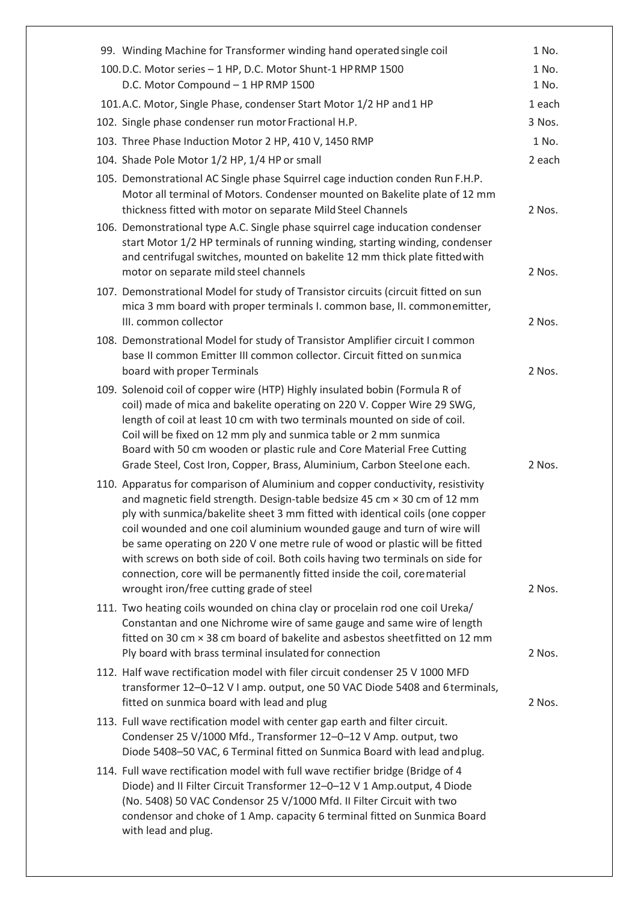99. Winding Machine for Transformer winding hand operated single coil — 1 No.

100. D.C. Motor series – 1 HP, D.C. Motor Shunt-1 HP RMP 1500 — 1 No.
 D.C. Motor Compound – 1 HP RMP 1500 — 1 No.

101. A.C. Motor, Single Phase, condenser Start Motor 1/2 HP and 1 HP — 1 each

102. Single phase condenser run motor Fractional H.P. — 3 Nos.

103. Three Phase Induction Motor 2 HP, 410 V, 1450 RMP — 1 No.

104. Shade Pole Motor 1/2 HP, 1/4 HP or small — 2 each

105. Demonstrational AC Single phase Squirrel cage induction conden Run F.H.P. Motor all terminal of Motors. Condenser mounted on Bakelite plate of 12 mm thickness fitted with motor on separate Mild Steel Channels — 2 Nos.

106. Demonstrational type A.C. Single phase squirrel cage inducation condenser start Motor 1/2 HP terminals of running winding, starting winding, condenser and centrifugal switches, mounted on bakelite 12 mm thick plate fitted with motor on separate mild steel channels — 2 Nos.

107. Demonstrational Model for study of Transistor circuits (circuit fitted on sun mica 3 mm board with proper terminals I. common base, II. common emitter, III. common collector — 2 Nos.

108. Demonstrational Model for study of Transistor Amplifier circuit I common base II common Emitter III common collector. Circuit fitted on sunmica board with proper Terminals — 2 Nos.

109. Solenoid coil of copper wire (HTP) Highly insulated bobin (Formula R of coil) made of mica and bakelite operating on 220 V. Copper Wire 29 SWG, length of coil at least 10 cm with two terminals mounted on side of coil. Coil will be fixed on 12 mm ply and sunmica table or 2 mm sunmica Board with 50 cm wooden or plastic rule and Core Material Free Cutting Grade Steel, Cost Iron, Copper, Brass, Aluminium, Carbon Steel one each. — 2 Nos.

110. Apparatus for comparison of Aluminium and copper conductivity, resistivity and magnetic field strength. Design-table bedsize 45 cm × 30 cm of 12 mm ply with sunmica/bakelite sheet 3 mm fitted with identical coils (one copper coil wounded and one coil aluminium wounded gauge and turn of wire will be same operating on 220 V one metre rule of wood or plastic will be fitted with screws on both side of coil. Both coils having two terminals on side for connection, core will be permanently fitted inside the coil, core material wrought iron/free cutting grade of steel — 2 Nos.

111. Two heating coils wounded on china clay or procelain rod one coil Ureka/ Constantan and one Nichrome wire of same gauge and same wire of length fitted on 30 cm × 38 cm board of bakelite and asbestos sheet fitted on 12 mm Ply board with brass terminal insulated for connection — 2 Nos.

112. Half wave rectification model with filer circuit condenser 25 V 1000 MFD transformer 12–0–12 V I amp. output, one 50 VAC Diode 5408 and 6 terminals, fitted on sunmica board with lead and plug — 2 Nos.

113. Full wave rectification model with center gap earth and filter circuit. Condenser 25 V/1000 Mfd., Transformer 12–0–12 V Amp. output, two Diode 5408–50 VAC, 6 Terminal fitted on Sunmica Board with lead and plug.

114. Full wave rectification model with full wave rectifier bridge (Bridge of 4 Diode) and II Filter Circuit Transformer 12–0–12 V 1 Amp.output, 4 Diode (No. 5408) 50 VAC Condensor 25 V/1000 Mfd. II Filter Circuit with two condensor and choke of 1 Amp. capacity 6 terminal fitted on Sunmica Board with lead and plug.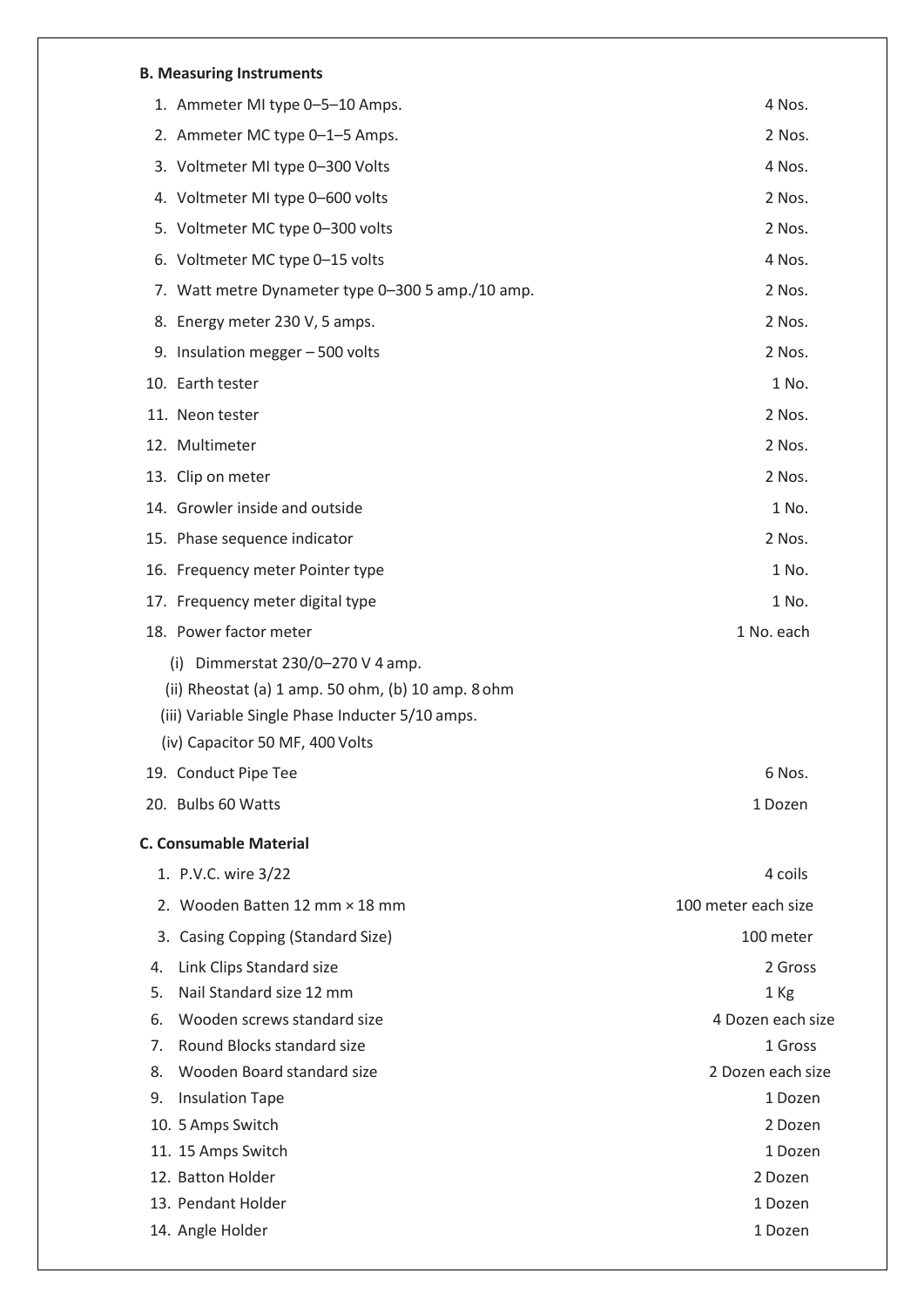**B. Measuring Instruments**

| | | |
|---|---|---|
| 1. | Ammeter MI type 0–5–10 Amps. | 4 Nos. |
| 2. | Ammeter MC type 0–1–5 Amps. | 2 Nos. |
| 3. | Voltmeter MI type 0–300 Volts | 4 Nos. |
| 4. | Voltmeter MI type 0–600 volts | 2 Nos. |
| 5. | Voltmeter MC type 0–300 volts | 2 Nos. |
| 6. | Voltmeter MC type 0–15 volts | 4 Nos. |
| 7. | Watt metre Dynameter type 0–300 5 amp./10 amp. | 2 Nos. |
| 8. | Energy meter 230 V, 5 amps. | 2 Nos. |
| 9. | Insulation megger – 500 volts | 2 Nos. |
| 10. | Earth tester | 1 No. |
| 11. | Neon tester | 2 Nos. |
| 12. | Multimeter | 2 Nos. |
| 13. | Clip on meter | 2 Nos. |
| 14. | Growler inside and outside | 1 No. |
| 15. | Phase sequence indicator | 2 Nos. |
| 16. | Frequency meter Pointer type | 1 No. |
| 17. | Frequency meter digital type | 1 No. |
| 18. | Power factor meter<br>(i) Dimmerstat 230/0–270 V 4 amp.<br>(ii) Rheostat (a) 1 amp. 50 ohm, (b) 10 amp. 8 ohm<br>(iii) Variable Single Phase Inducter 5/10 amps.<br>(iv) Capacitor 50 MF, 400 Volts | 1 No. each |
| 19. | Conduct Pipe Tee | 6 Nos. |
| 20. | Bulbs 60 Watts | 1 Dozen |

**C. Consumable Material**

| | | |
|---|---|---|
| 1. | P.V.C. wire 3/22 | 4 coils |
| 2. | Wooden Batten 12 mm × 18 mm | 100 meter each size |
| 3. | Casing Copping (Standard Size) | 100 meter |
| 4. | Link Clips Standard size | 2 Gross |
| 5. | Nail Standard size 12 mm | 1 Kg |
| 6. | Wooden screws standard size | 4 Dozen each size |
| 7. | Round Blocks standard size | 1 Gross |
| 8. | Wooden Board standard size | 2 Dozen each size |
| 9. | Insulation Tape | 1 Dozen |
| 10. | 5 Amps Switch | 2 Dozen |
| 11. | 15 Amps Switch | 1 Dozen |
| 12. | Batton Holder | 2 Dozen |
| 13. | Pendant Holder | 1 Dozen |
| 14. | Angle Holder | 1 Dozen |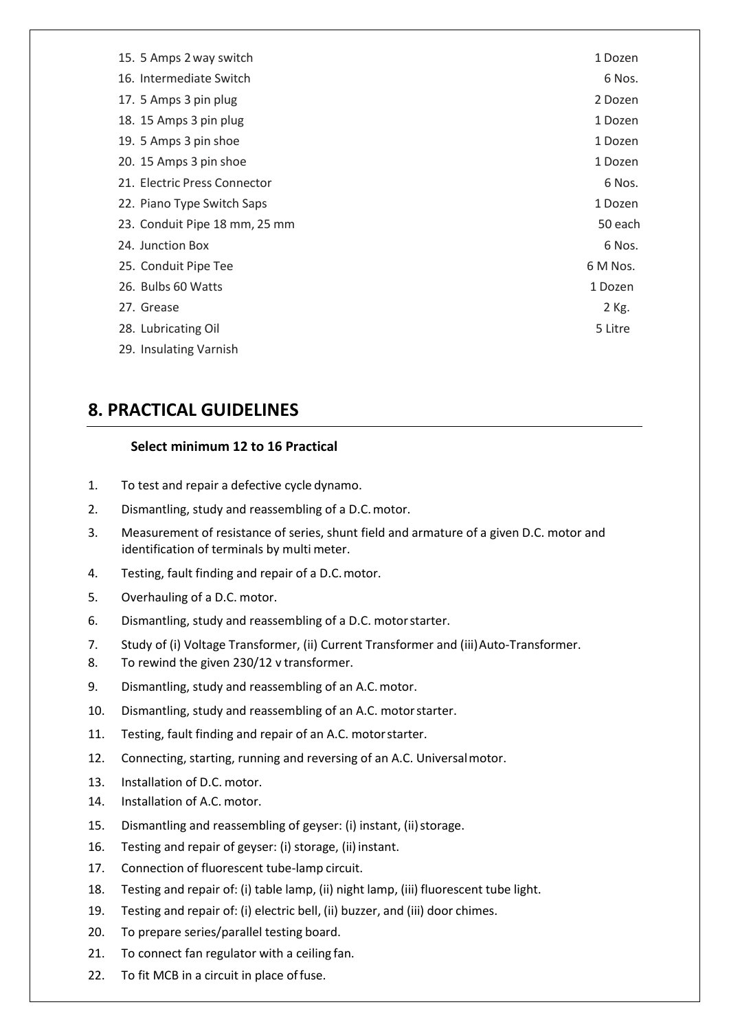| | |
|---|---|
| 15. 5 Amps 2 way switch | 1 Dozen |
| 16. Intermediate Switch | 6 Nos. |
| 17. 5 Amps 3 pin plug | 2 Dozen |
| 18. 15 Amps 3 pin plug | 1 Dozen |
| 19. 5 Amps 3 pin shoe | 1 Dozen |
| 20. 15 Amps 3 pin shoe | 1 Dozen |
| 21. Electric Press Connector | 6 Nos. |
| 22. Piano Type Switch Saps | 1 Dozen |
| 23. Conduit Pipe 18 mm, 25 mm | 50 each |
| 24. Junction Box | 6 Nos. |
| 25. Conduit Pipe Tee | 6 M Nos. |
| 26. Bulbs 60 Watts | 1 Dozen |
| 27. Grease | 2 Kg. |
| 28. Lubricating Oil | 5 Litre |
| 29. Insulating Varnish | |

## 8. PRACTICAL GUIDELINES

**Select minimum 12 to 16 Practical**

1. To test and repair a defective cycle dynamo.
2. Dismantling, study and reassembling of a D.C. motor.
3. Measurement of resistance of series, shunt field and armature of a given D.C. motor and identification of terminals by multi meter.
4. Testing, fault finding and repair of a D.C. motor.
5. Overhauling of a D.C. motor.
6. Dismantling, study and reassembling of a D.C. motor starter.
7. Study of (i) Voltage Transformer, (ii) Current Transformer and (iii) Auto-Transformer.
8. To rewind the given 230/12 v transformer.
9. Dismantling, study and reassembling of an A.C. motor.
10. Dismantling, study and reassembling of an A.C. motor starter.
11. Testing, fault finding and repair of an A.C. motor starter.
12. Connecting, starting, running and reversing of an A.C. Universal motor.
13. Installation of D.C. motor.
14. Installation of A.C. motor.
15. Dismantling and reassembling of geyser: (i) instant, (ii) storage.
16. Testing and repair of geyser: (i) storage, (ii) instant.
17. Connection of fluorescent tube-lamp circuit.
18. Testing and repair of: (i) table lamp, (ii) night lamp, (iii) fluorescent tube light.
19. Testing and repair of: (i) electric bell, (ii) buzzer, and (iii) door chimes.
20. To prepare series/parallel testing board.
21. To connect fan regulator with a ceiling fan.
22. To fit MCB in a circuit in place of fuse.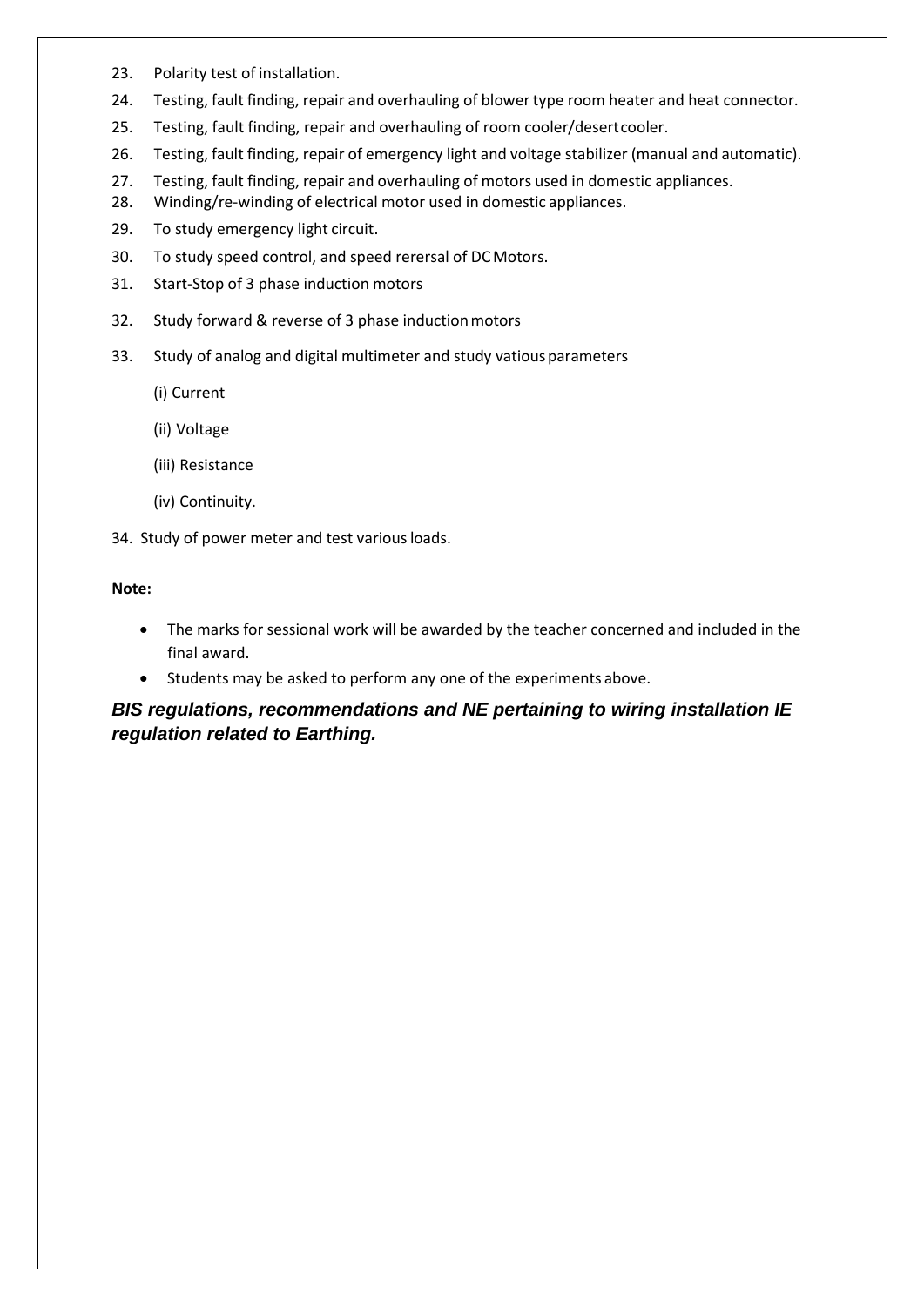23. Polarity test of installation.
24. Testing, fault finding, repair and overhauling of blower type room heater and heat connector.
25. Testing, fault finding, repair and overhauling of room cooler/desertcooler.
26. Testing, fault finding, repair of emergency light and voltage stabilizer (manual and automatic).
27. Testing, fault finding, repair and overhauling of motors used in domestic appliances.
28. Winding/re-winding of electrical motor used in domestic appliances.
29. To study emergency light circuit.
30. To study speed control, and speed rerersal of DC Motors.
31. Start-Stop of 3 phase induction motors
32. Study forward & reverse of 3 phase induction motors
33. Study of analog and digital multimeter and study vatious parameters

    (i) Current

    (ii) Voltage

    (iii) Resistance

    (iv) Continuity.

34. Study of power meter and test various loads.

**Note:**

- The marks for sessional work will be awarded by the teacher concerned and included in the final award.
- Students may be asked to perform any one of the experiments above.

***BIS regulations, recommendations and NE pertaining to wiring installation IE regulation related to Earthing.***